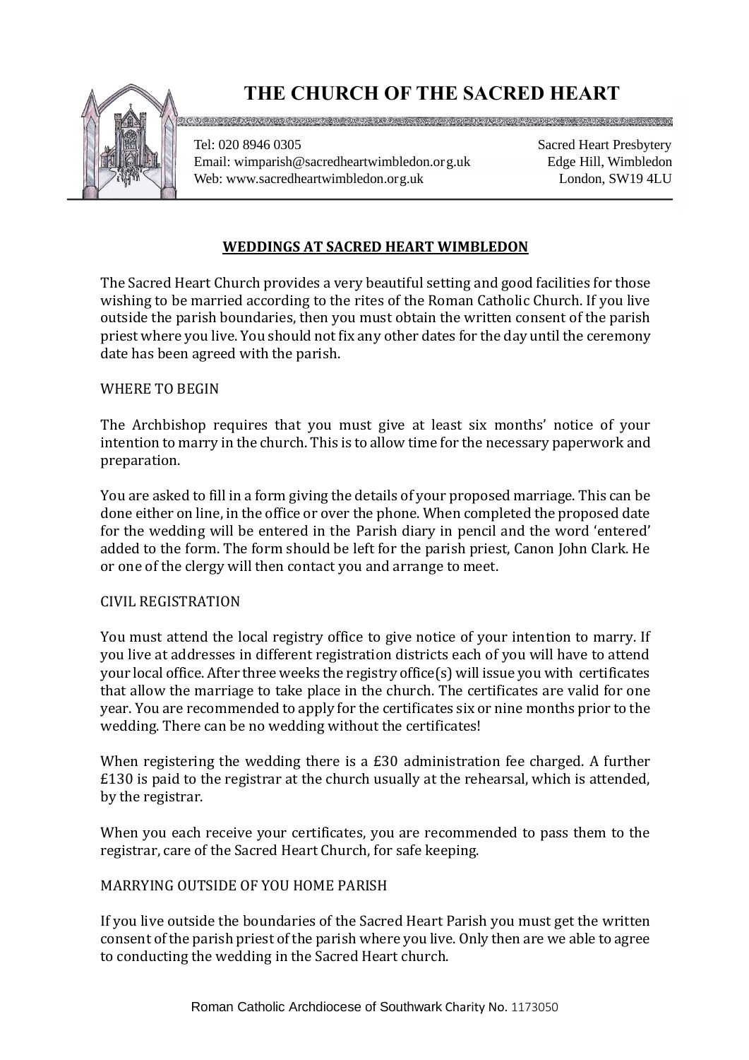# THE CHURCH OF THE SACRED HEART

Tel: 020 8946 0305
Email: wimparish@sacredheartwimbledon.org.uk
Web: www.sacredheartwimbledon.org.uk

Sacred Heart Presbytery
Edge Hill, Wimbledon
London, SW19 4LU

## WEDDINGS AT SACRED HEART WIMBLEDON

The Sacred Heart Church provides a very beautiful setting and good facilities for those wishing to be married according to the rites of the Roman Catholic Church. If you live outside the parish boundaries, then you must obtain the written consent of the parish priest where you live. You should not fix any other dates for the day until the ceremony date has been agreed with the parish.

### WHERE TO BEGIN

The Archbishop requires that you must give at least six months' notice of your intention to marry in the church. This is to allow time for the necessary paperwork and preparation.

You are asked to fill in a form giving the details of your proposed marriage. This can be done either on line, in the office or over the phone. When completed the proposed date for the wedding will be entered in the Parish diary in pencil and the word 'entered' added to the form. The form should be left for the parish priest, Canon John Clark. He or one of the clergy will then contact you and arrange to meet.

### CIVIL REGISTRATION

You must attend the local registry office to give notice of your intention to marry. If you live at addresses in different registration districts each of you will have to attend your local office. After three weeks the registry office(s) will issue you with certificates that allow the marriage to take place in the church. The certificates are valid for one year. You are recommended to apply for the certificates six or nine months prior to the wedding. There can be no wedding without the certificates!

When registering the wedding there is a £30 administration fee charged. A further £130 is paid to the registrar at the church usually at the rehearsal, which is attended, by the registrar.

When you each receive your certificates, you are recommended to pass them to the registrar, care of the Sacred Heart Church, for safe keeping.

### MARRYING OUTSIDE OF YOU HOME PARISH

If you live outside the boundaries of the Sacred Heart Parish you must get the written consent of the parish priest of the parish where you live. Only then are we able to agree to conducting the wedding in the Sacred Heart church.

Roman Catholic Archdiocese of Southwark Charity No. 1173050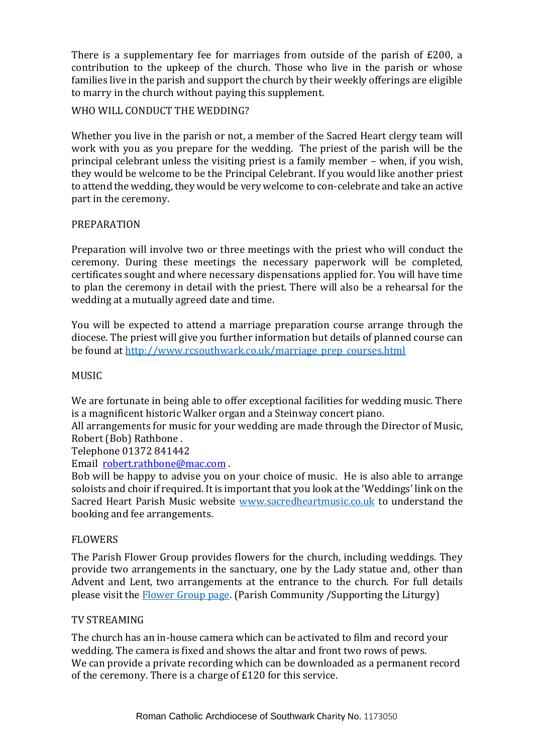There is a supplementary fee for marriages from outside of the parish of £200, a contribution to the upkeep of the church. Those who live in the parish or whose families live in the parish and support the church by their weekly offerings are eligible to marry in the church without paying this supplement.

## WHO WILL CONDUCT THE WEDDING?

Whether you live in the parish or not, a member of the Sacred Heart clergy team will work with you as you prepare for the wedding. The priest of the parish will be the principal celebrant unless the visiting priest is a family member – when, if you wish, they would be welcome to be the Principal Celebrant. If you would like another priest to attend the wedding, they would be very welcome to con-celebrate and take an active part in the ceremony.

## PREPARATION

Preparation will involve two or three meetings with the priest who will conduct the ceremony. During these meetings the necessary paperwork will be completed, certificates sought and where necessary dispensations applied for. You will have time to plan the ceremony in detail with the priest. There will also be a rehearsal for the wedding at a mutually agreed date and time.

You will be expected to attend a marriage preparation course arrange through the diocese. The priest will give you further information but details of planned course can be found at [http://www.rcsouthwark.co.uk/marriage_prep_courses.html](http://www.rcsouthwark.co.uk/marriage_prep_courses.html)

## MUSIC

We are fortunate in being able to offer exceptional facilities for wedding music. There is a magnificent historic Walker organ and a Steinway concert piano.
All arrangements for music for your wedding are made through the Director of Music, Robert (Bob) Rathbone .
Telephone 01372 841442
Email [robert.rathbone@mac.com](mailto:robert.rathbone@mac.com) .
Bob will be happy to advise you on your choice of music. He is also able to arrange soloists and choir if required. It is important that you look at the 'Weddings' link on the Sacred Heart Parish Music website [www.sacredheartmusic.co.uk](http://www.sacredheartmusic.co.uk) to understand the booking and fee arrangements.

## FLOWERS

The Parish Flower Group provides flowers for the church, including weddings. They provide two arrangements in the sanctuary, one by the Lady statue and, other than Advent and Lent, two arrangements at the entrance to the church. For full details please visit the Flower Group page. (Parish Community /Supporting the Liturgy)

## TV STREAMING

The church has an in-house camera which can be activated to film and record your wedding. The camera is fixed and shows the altar and front two rows of pews.
We can provide a private recording which can be downloaded as a permanent record of the ceremony. There is a charge of £120 for this service.

Roman Catholic Archdiocese of Southwark Charity No. 1173050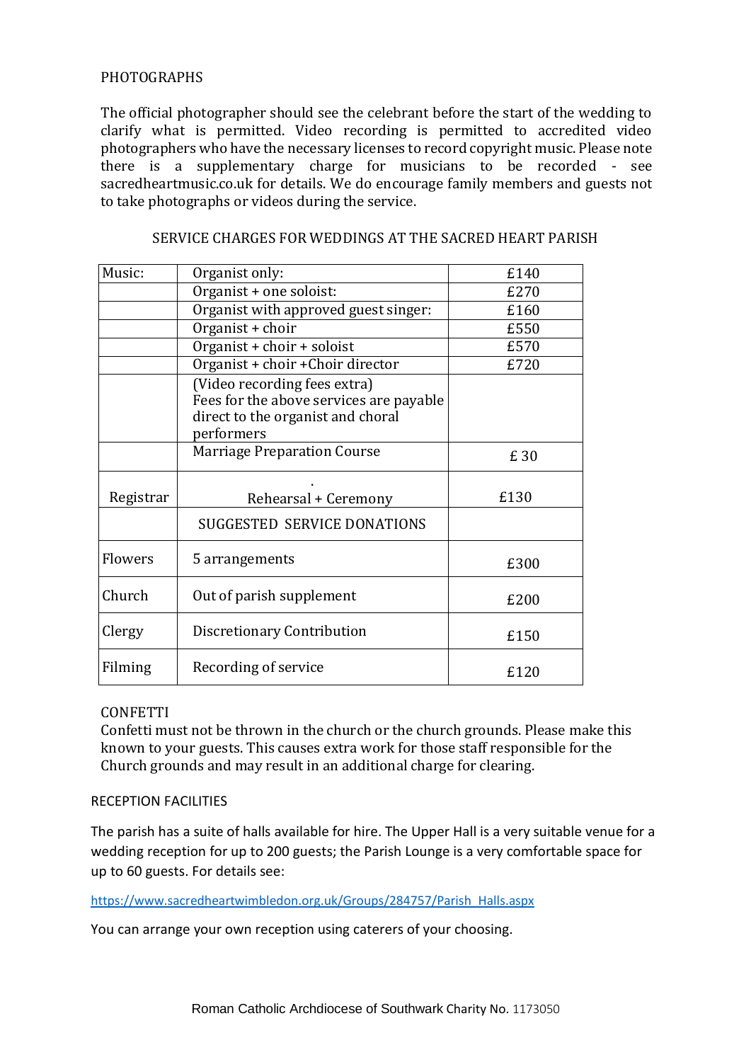## PHOTOGRAPHS

The official photographer should see the celebrant before the start of the wedding to clarify what is permitted. Video recording is permitted to accredited video photographers who have the necessary licenses to record copyright music. Please note there is a supplementary charge for musicians to be recorded - see sacredheartmusic.co.uk for details. We do encourage family members and guests not to take photographs or videos during the service.

## SERVICE CHARGES FOR WEDDINGS AT THE SACRED HEART PARISH

| Music: | Organist only: | £140 |
|---|---|---|
| | Organist + one soloist: | £270 |
| | Organist with approved guest singer: | £160 |
| | Organist + choir | £550 |
| | Organist + choir + soloist | £570 |
| | Organist + choir +Choir director | £720 |
| | (Video recording fees extra) Fees for the above services are payable direct to the organist and choral performers | |
| | Marriage Preparation Course | £ 30 |
| Registrar | . Rehearsal + Ceremony | £130 |
| | SUGGESTED SERVICE DONATIONS | |
| Flowers | 5 arrangements | £300 |
| Church | Out of parish supplement | £200 |
| Clergy | Discretionary Contribution | £150 |
| Filming | Recording of service | £120 |

## CONFETTI

Confetti must not be thrown in the church or the church grounds. Please make this known to your guests. This causes extra work for those staff responsible for the Church grounds and may result in an additional charge for clearing.

## RECEPTION FACILITIES

The parish has a suite of halls available for hire. The Upper Hall is a very suitable venue for a wedding reception for up to 200 guests; the Parish Lounge is a very comfortable space for up to 60 guests. For details see:

https://www.sacredheartwimbledon.org.uk/Groups/284757/Parish_Halls.aspx

You can arrange your own reception using caterers of your choosing.

Roman Catholic Archdiocese of Southwark Charity No. 1173050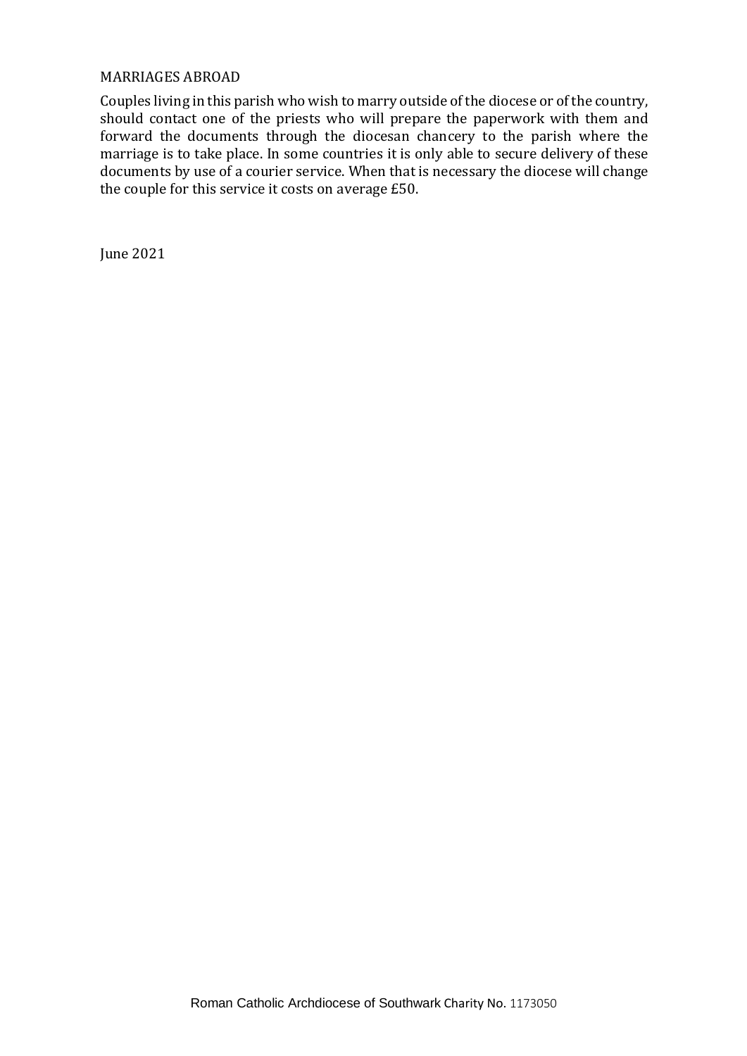## MARRIAGES ABROAD

Couples living in this parish who wish to marry outside of the diocese or of the country, should contact one of the priests who will prepare the paperwork with them and forward the documents through the diocesan chancery to the parish where the marriage is to take place. In some countries it is only able to secure delivery of these documents by use of a courier service. When that is necessary the diocese will change the couple for this service it costs on average £50.

June 2021

Roman Catholic Archdiocese of Southwark Charity No. 1173050